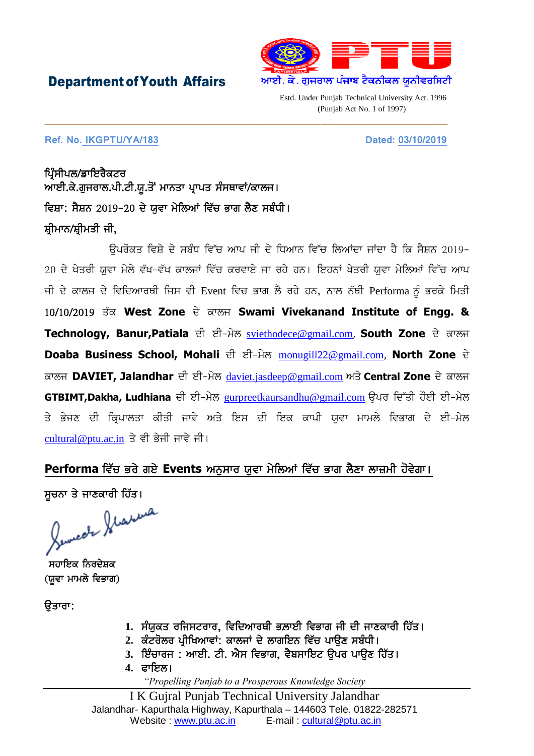**Department of Youth Affairs**

ਆਈ. ਕੇ. ਗੁਜਰਾਲ ਪੰਜਾਬ ਟੈਕਨੀਕਲ ਯੂਨੀਵਰਸਿਟੀ

Estd. Under Punjab Technical University Act. 1996
(Punjab Act No. 1 of 1997)

**Ref. No. IKGPTU/YA/183** **Dated: 03/10/2019**

**ਪ੍ਰਿੰਸੀਪਲ/ਡਾਇਰੈਕਟਰ**
**ਆਈ.ਕੇ.ਗੁਜਰਾਲ.ਪੀ.ਟੀ.ਯੂ.ਤੋਂ ਮਾਨਤਾ ਪ੍ਰਾਪਤ ਸੰਸਥਾਵਾਂ/ਕਾਲਜ।**
**ਵਿਸ਼ਾ: ਸੈਸ਼ਨ 2019-20 ਦੇ ਯੁਵਾ ਮੇਲਿਆਂ ਵਿੱਚ ਭਾਗ ਲੈਣ ਸਬੰਧੀ।**
**ਸ਼੍ਰੀਮਾਨ/ਸ਼੍ਰੀਮਤੀ ਜੀ,**

ਉਪਰੋਕਤ ਵਿਸ਼ੇ ਦੇ ਸਬੰਧ ਵਿੱਚ ਆਪ ਜੀ ਦੇ ਧਿਆਨ ਵਿੱਚ ਲਿਆਂਦਾ ਜਾਂਦਾ ਹੈ ਕਿ ਸੈਸ਼ਨ 2019-20 ਦੇ ਖੇਤਰੀ ਯੁਵਾ ਮੇਲੇ ਵੱਖ-ਵੱਖ ਕਾਲਜਾਂ ਵਿੱਚ ਕਰਵਾਏ ਜਾ ਰਹੇ ਹਨ। ਇਹਨਾਂ ਖੇਤਰੀ ਯੁਵਾ ਮੇਲਿਆਂ ਵਿੱਚ ਆਪ ਜੀ ਦੇ ਕਾਲਜ ਦੇ ਵਿਦਿਆਰਥੀ ਜਿਸ ਵੀ Event ਵਿਚ ਭਾਗ ਲੈ ਰਹੇ ਹਨ, ਨਾਲ ਨੱਥੀ Performa ਨੂੰ ਭਰਕੇ ਮਿਤੀ 10/10/2019 ਤੱਕ **West Zone** ਦੇ ਕਾਲਜ **Swami Vivekanand Institute of Engg. & Technology, Banur,Patiala** ਦੀ ਈ-ਮੇਲ sviethodece@gmail.com, **South Zone** ਦੇ ਕਾਲਜ **Doaba Business School, Mohali** ਦੀ ਈ-ਮੇਲ monugill22@gmail.com, **North Zone** ਦੇ ਕਾਲਜ **DAVIET, Jalandhar** ਦੀ ਈ-ਮੇਲ daviet.jasdeep@gmail.com ਅਤੇ **Central Zone** ਦੇ ਕਾਲਜ **GTBIMT,Dakha, Ludhiana** ਦੀ ਈ-ਮੇਲ gurpreetkaursandhu@gmail.com ਉਪਰ ਦਿੱਤੀ ਹੋਈ ਈ-ਮੇਲ ਤੇ ਭੇਜਣ ਦੀ ਕ੍ਰਿਪਾਲਤਾ ਕੀਤੀ ਜਾਵੇ ਅਤੇ ਇਸ ਦੀ ਇਕ ਕਾਪੀ ਯੁਵਾ ਮਾਮਲੇ ਵਿਭਾਗ ਦੇ ਈ-ਮੇਲ cultural@ptu.ac.in ਤੇ ਵੀ ਭੇਜੀ ਜਾਵੇ ਜੀ।

**Performa ਵਿੱਚ ਭਰੇ ਗਏ Events ਅਨੁਸਾਰ ਯੁਵਾ ਮੇਲਿਆਂ ਵਿੱਚ ਭਾਗ ਲੈਣਾ ਲਾਜ਼ਮੀ ਹੋਵੇਗਾ।**

**ਸੂਚਨਾ ਤੇ ਜਾਣਕਾਰੀ ਹਿੱਤ।**

**ਸਹਾਇਕ ਨਿਰਦੇਸ਼ਕ**
**(ਯੁਵਾ ਮਾਮਲੇ ਵਿਭਾਗ)**

**ਉਤਾਰਾ:**

1. **ਸੰਯੁਕਤ ਰਜਿਸਟਰਾਰ, ਵਿਦਿਆਰਥੀ ਭਲਾਈ ਵਿਭਾਗ ਜੀ ਦੀ ਜਾਣਕਾਰੀ ਹਿੱਤ।**
2. **ਕੰਟਰੋਲਰ ਪ੍ਰੀਖਿਆਵਾਂ: ਕਾਲਜਾਂ ਦੇ ਲਾਗਇਨ ਵਿੱਚ ਪਾਉਣ ਸਬੰਧੀ।**
3. **ਇੰਚਾਰਜ : ਆਈ. ਟੀ. ਐਸ ਵਿਭਾਗ, ਵੈਬਸਾਇਟ ਉਪਰ ਪਾਉਣ ਹਿੱਤ।**
4. **ਫਾਇਲ।**

*"Propelling Punjab to a Prosperous Knowledge Society*

I K Gujral Punjab Technical University Jalandhar
Jalandhar- Kapurthala Highway, Kapurthala – 144603 Tele. 01822-282571
Website : www.ptu.ac.in E-mail : cultural@ptu.ac.in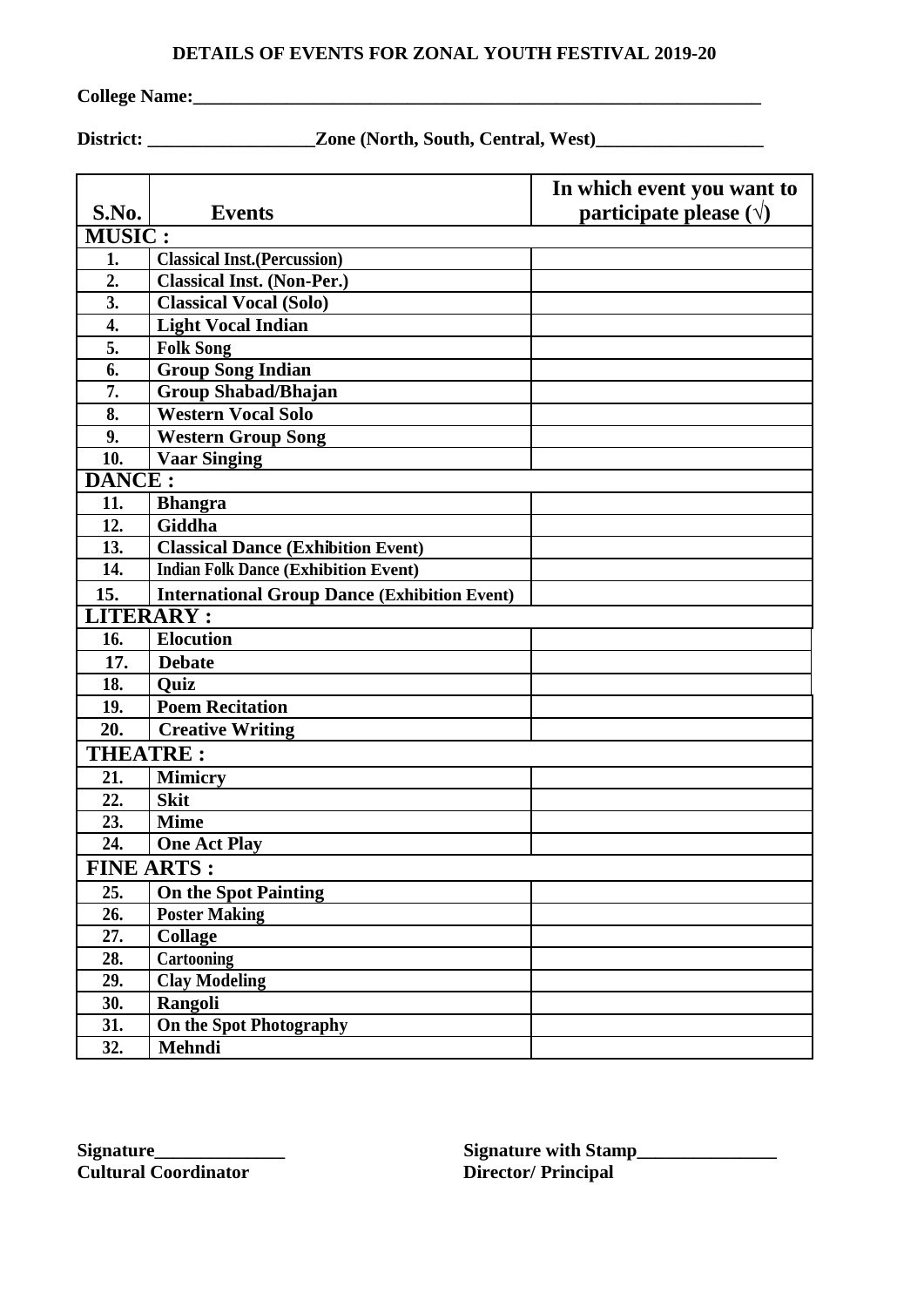**DETAILS OF EVENTS FOR ZONAL YOUTH FESTIVAL 2019-20**

**College Name:**_______________________________________________________________

**District:** _________________**Zone (North, South, Central, West)**_________________

| S.No. | Events | In which event you want to participate please (√) |
|---|---|---|
| **MUSIC :** | | |
| 1. | Classical Inst.(Percussion) | |
| 2. | Classical Inst. (Non-Per.) | |
| 3. | Classical Vocal (Solo) | |
| 4. | Light Vocal Indian | |
| 5. | Folk Song | |
| 6. | Group Song Indian | |
| 7. | Group Shabad/Bhajan | |
| 8. | Western Vocal Solo | |
| 9. | Western Group Song | |
| 10. | Vaar Singing | |
| **DANCE :** | | |
| 11. | Bhangra | |
| 12. | Giddha | |
| 13. | Classical Dance (Exhibition Event) | |
| 14. | Indian Folk Dance (Exhibition Event) | |
| 15. | International Group Dance (Exhibition Event) | |
| **LITERARY :** | | |
| 16. | Elocution | |
| 17. | Debate | |
| 18. | Quiz | |
| 19. | Poem Recitation | |
| 20. | Creative Writing | |
| **THEATRE :** | | |
| 21. | Mimicry | |
| 22. | Skit | |
| 23. | Mime | |
| 24. | One Act Play | |
| **FINE ARTS :** | | |
| 25. | On the Spot Painting | |
| 26. | Poster Making | |
| 27. | Collage | |
| 28. | Cartooning | |
| 29. | Clay Modeling | |
| 30. | Rangoli | |
| 31. | On the Spot Photography | |
| 32. | Mehndi | |

**Signature**______________
**Cultural Coordinator**

**Signature with Stamp**_______________
**Director/ Principal**